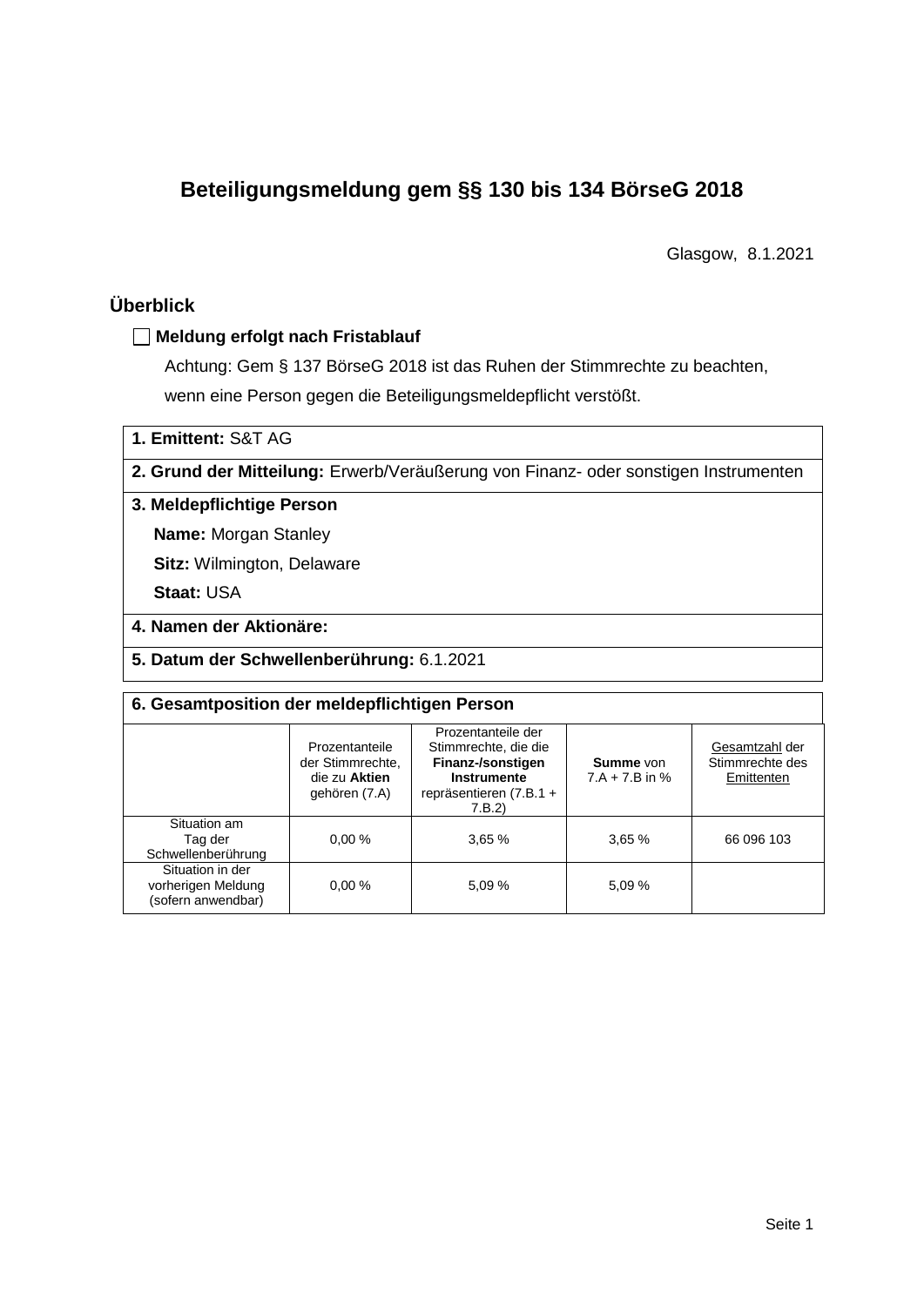# Beteiligungsmeldung gem §§ 130 bis 134 BörseG 2018

Glasgow, 8.1.2021

## Überblick

☐ **Meldung erfolgt nach Fristablauf**

Achtung: Gem § 137 BörseG 2018 ist das Ruhen der Stimmrechte zu beachten, wenn eine Person gegen die Beteiligungsmeldepflicht verstößt.

**1. Emittent:** S&T AG

**2. Grund der Mitteilung:** Erwerb/Veräußerung von Finanz- oder sonstigen Instrumenten

**3. Meldepflichtige Person**

**Name:** Morgan Stanley

**Sitz:** Wilmington, Delaware

**Staat:** USA

**4. Namen der Aktionäre:**

**5. Datum der Schwellenberührung:** 6.1.2021

**6. Gesamtposition der meldepflichtigen Person**

| | Prozentanteile der Stimmrechte, die zu **Aktien** gehören (7.A) | Prozentanteile der Stimmrechte, die die **Finanz-/sonstigen Instrumente** repräsentieren (7.B.1 + 7.B.2) | **Summe** von 7.A + 7.B in % | Gesamtzahl der Stimmrechte des Emittenten |
|---|---|---|---|---|
| Situation am Tag der Schwellenberührung | 0,00 % | 3,65 % | 3,65 % | 66 096 103 |
| Situation in der vorherigen Meldung (sofern anwendbar) | 0,00 % | 5,09 % | 5,09 % | |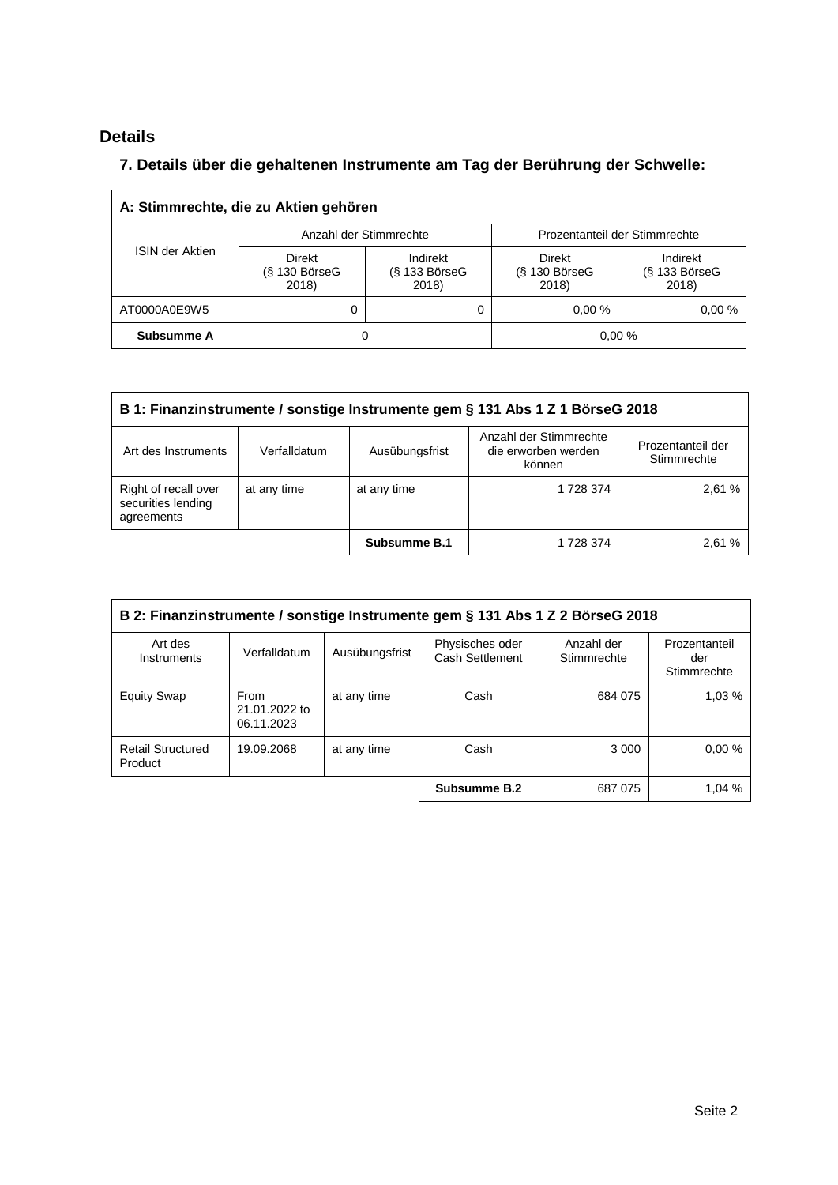## Details

### 7. Details über die gehaltenen Instrumente am Tag der Berührung der Schwelle:

| A: Stimmrechte, die zu Aktien gehören | | | | |
|---|---|---|---|---|
| ISIN der Aktien | Anzahl der Stimmrechte | | Prozentanteil der Stimmrechte | |
| | Direkt (§ 130 BörseG 2018) | Indirekt (§ 133 BörseG 2018) | Direkt (§ 130 BörseG 2018) | Indirekt (§ 133 BörseG 2018) |
| AT0000A0E9W5 | 0 | 0 | 0,00 % | 0,00 % |
| **Subsumme A** | 0 | | 0,00 % | |

| B 1: Finanzinstrumente / sonstige Instrumente gem § 131 Abs 1 Z 1 BörseG 2018 | | | | |
|---|---|---|---|---|
| Art des Instruments | Verfalldatum | Ausübungsfrist | Anzahl der Stimmrechte die erworben werden können | Prozentanteil der Stimmrechte |
| Right of recall over securities lending agreements | at any time | at any time | 1 728 374 | 2,61 % |
| | | **Subsumme B.1** | 1 728 374 | 2,61 % |

| B 2: Finanzinstrumente / sonstige Instrumente gem § 131 Abs 1 Z 2 BörseG 2018 | | | | | |
|---|---|---|---|---|---|
| Art des Instruments | Verfalldatum | Ausübungsfrist | Physisches oder Cash Settlement | Anzahl der Stimmrechte | Prozentanteil der Stimmrechte |
| Equity Swap | From 21.01.2022 to 06.11.2023 | at any time | Cash | 684 075 | 1,03 % |
| Retail Structured Product | 19.09.2068 | at any time | Cash | 3 000 | 0,00 % |
| | | | **Subsumme B.2** | 687 075 | 1,04 % |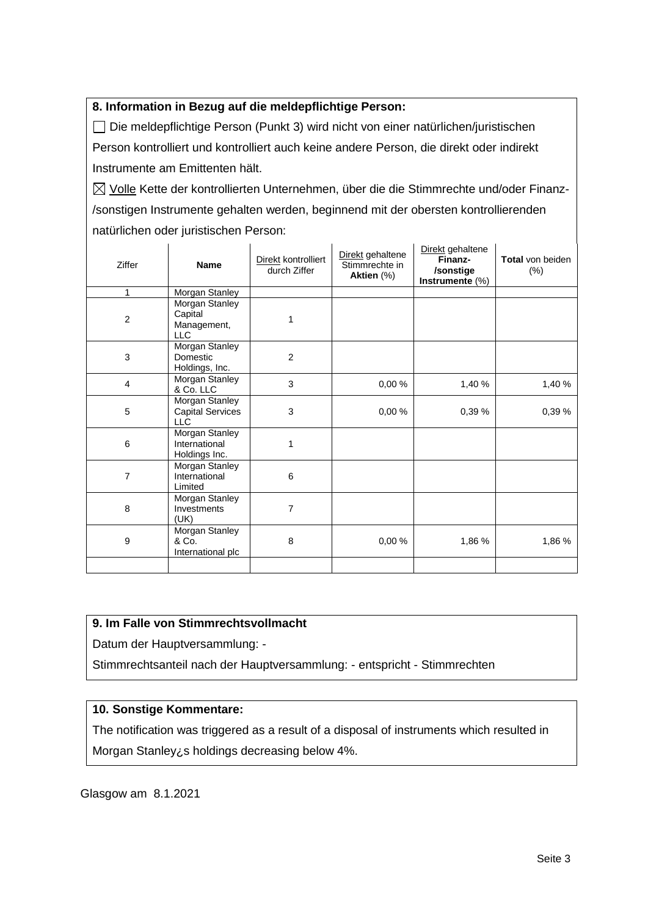### 8. Information in Bezug auf die meldepflichtige Person:

☐ Die meldepflichtige Person (Punkt 3) wird nicht von einer natürlichen/juristischen Person kontrolliert und kontrolliert auch keine andere Person, die direkt oder indirekt Instrumente am Emittenten hält.

☒ Volle Kette der kontrollierten Unternehmen, über die die Stimmrechte und/oder Finanz-/sonstigen Instrumente gehalten werden, beginnend mit der obersten kontrollierenden natürlichen oder juristischen Person:

| Ziffer | Name | Direkt kontrolliert durch Ziffer | Direkt gehaltene Stimmrechte in **Aktien** (%) | Direkt gehaltene **Finanz-/sonstige Instrumente** (%) | **Total** von beiden (%) |
|---|---|---|---|---|---|
| 1 | Morgan Stanley | | | | |
| 2 | Morgan Stanley Capital Management, LLC | 1 | | | |
| 3 | Morgan Stanley Domestic Holdings, Inc. | 2 | | | |
| 4 | Morgan Stanley & Co. LLC | 3 | 0,00 % | 1,40 % | 1,40 % |
| 5 | Morgan Stanley Capital Services LLC | 3 | 0,00 % | 0,39 % | 0,39 % |
| 6 | Morgan Stanley International Holdings Inc. | 1 | | | |
| 7 | Morgan Stanley International Limited | 6 | | | |
| 8 | Morgan Stanley Investments (UK) | 7 | | | |
| 9 | Morgan Stanley & Co. International plc | 8 | 0,00 % | 1,86 % | 1,86 % |
| | | | | | |

### 9. Im Falle von Stimmrechtsvollmacht

Datum der Hauptversammlung: -

Stimmrechtsanteil nach der Hauptversammlung: - entspricht - Stimmrechten

### 10. Sonstige Kommentare:

The notification was triggered as a result of a disposal of instruments which resulted in Morgan Stanley¿s holdings decreasing below 4%.

Glasgow am 8.1.2021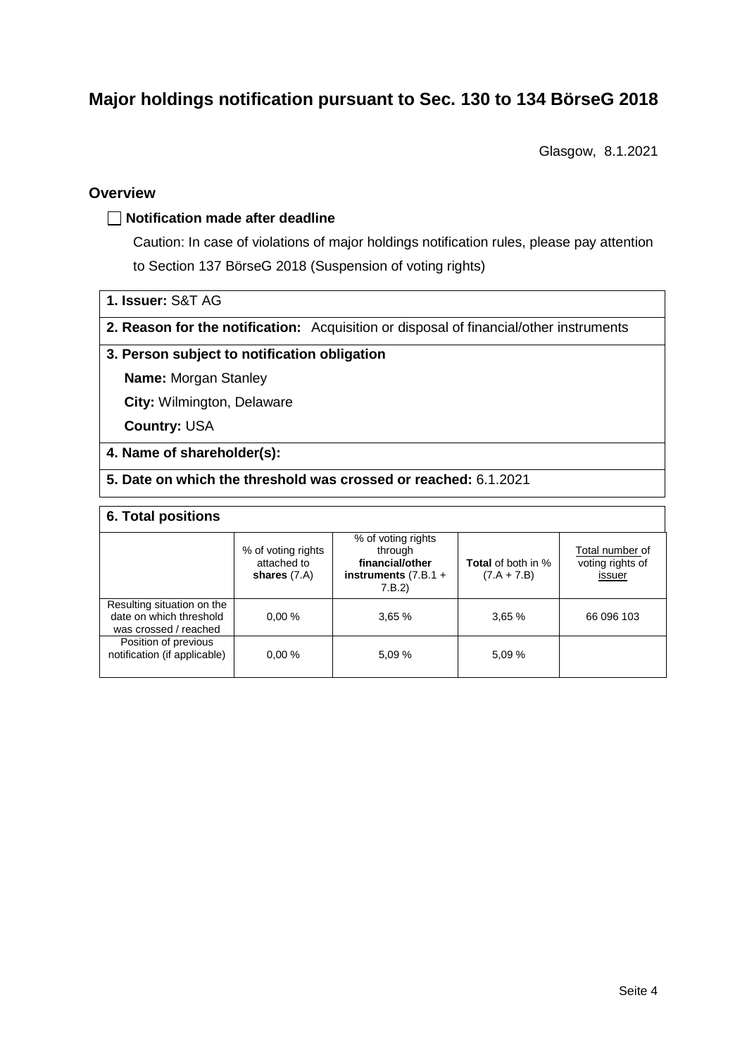# Major holdings notification pursuant to Sec. 130 to 134 BörseG 2018

Glasgow, 8.1.2021

## Overview

☐ **Notification made after deadline**

Caution: In case of violations of major holdings notification rules, please pay attention to Section 137 BörseG 2018 (Suspension of voting rights)

**1. Issuer:** S&T AG

**2. Reason for the notification:** Acquisition or disposal of financial/other instruments

**3. Person subject to notification obligation**

**Name:** Morgan Stanley

**City:** Wilmington, Delaware

**Country:** USA

**4. Name of shareholder(s):**

**5. Date on which the threshold was crossed or reached:** 6.1.2021

**6. Total positions**

| | % of voting rights attached to **shares** (7.A) | % of voting rights through **financial/other instruments** (7.B.1 + 7.B.2) | **Total** of both in % (7.A + 7.B) | Total number of voting rights of issuer |
|---|---|---|---|---|
| Resulting situation on the date on which threshold was crossed / reached | 0,00 % | 3,65 % | 3,65 % | 66 096 103 |
| Position of previous notification (if applicable) | 0,00 % | 5,09 % | 5,09 % | |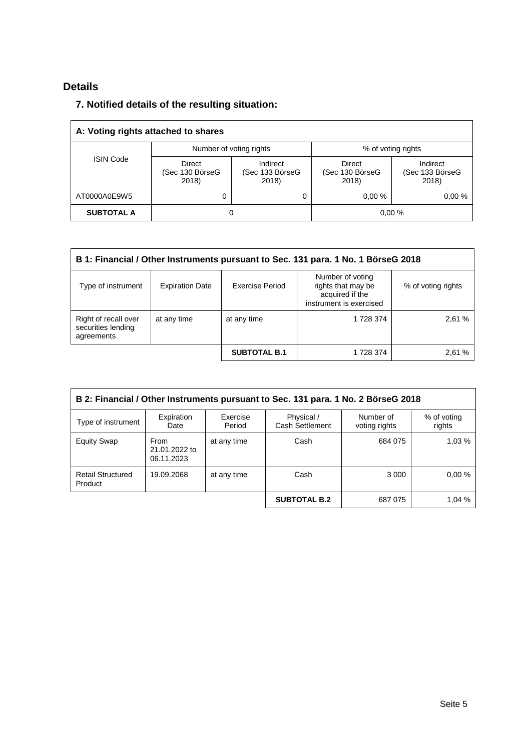## Details

### 7. Notified details of the resulting situation:

| A: Voting rights attached to shares | | | | |
|---|---|---|---|---|
| ISIN Code | Number of voting rights | | % of voting rights | |
| | Direct (Sec 130 BörseG 2018) | Indirect (Sec 133 BörseG 2018) | Direct (Sec 130 BörseG 2018) | Indirect (Sec 133 BörseG 2018) |
| AT0000A0E9W5 | 0 | 0 | 0,00 % | 0,00 % |
| **SUBTOTAL A** | 0 | | 0,00 % | |

| B 1: Financial / Other Instruments pursuant to Sec. 131 para. 1 No. 1 BörseG 2018 | | | | |
|---|---|---|---|---|
| Type of instrument | Expiration Date | Exercise Period | Number of voting rights that may be acquired if the instrument is exercised | % of voting rights |
| Right of recall over securities lending agreements | at any time | at any time | 1 728 374 | 2,61 % |
| | | **SUBTOTAL B.1** | 1 728 374 | 2,61 % |

| B 2: Financial / Other Instruments pursuant to Sec. 131 para. 1 No. 2 BörseG 2018 | | | | | |
|---|---|---|---|---|---|
| Type of instrument | Expiration Date | Exercise Period | Physical / Cash Settlement | Number of voting rights | % of voting rights |
| Equity Swap | From 21.01.2022 to 06.11.2023 | at any time | Cash | 684 075 | 1,03 % |
| Retail Structured Product | 19.09.2068 | at any time | Cash | 3 000 | 0,00 % |
| | | | **SUBTOTAL B.2** | 687 075 | 1,04 % |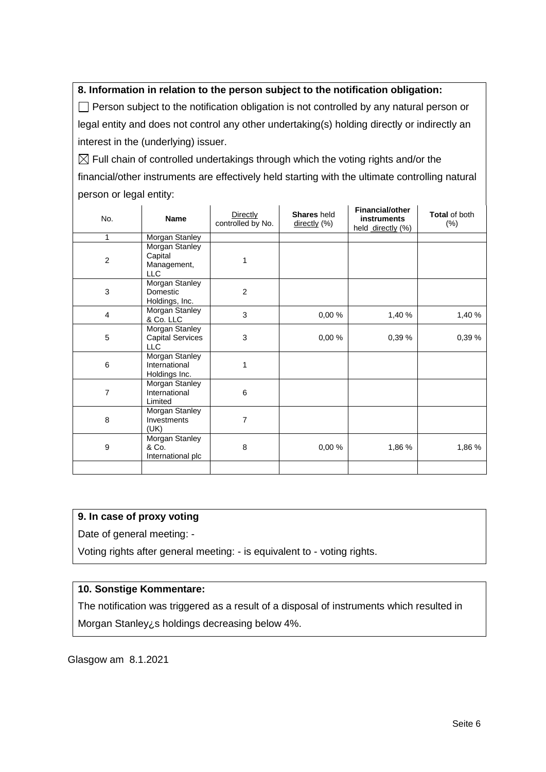**8. Information in relation to the person subject to the notification obligation:**

☐ Person subject to the notification obligation is not controlled by any natural person or legal entity and does not control any other undertaking(s) holding directly or indirectly an interest in the (underlying) issuer.

☒ Full chain of controlled undertakings through which the voting rights and/or the financial/other instruments are effectively held starting with the ultimate controlling natural person or legal entity:

| No. | Name | Directly controlled by No. | **Shares** held directly (%) | **Financial/other instruments** held directly (%) | **Total** of both (%) |
|---|---|---|---|---|---|
| 1 | Morgan Stanley | | | | |
| 2 | Morgan Stanley Capital Management, LLC | 1 | | | |
| 3 | Morgan Stanley Domestic Holdings, Inc. | 2 | | | |
| 4 | Morgan Stanley & Co. LLC | 3 | 0,00 % | 1,40 % | 1,40 % |
| 5 | Morgan Stanley Capital Services LLC | 3 | 0,00 % | 0,39 % | 0,39 % |
| 6 | Morgan Stanley International Holdings Inc. | 1 | | | |
| 7 | Morgan Stanley International Limited | 6 | | | |
| 8 | Morgan Stanley Investments (UK) | 7 | | | |
| 9 | Morgan Stanley & Co. International plc | 8 | 0,00 % | 1,86 % | 1,86 % |
| | | | | | |

**9. In case of proxy voting**

Date of general meeting: -

Voting rights after general meeting: - is equivalent to - voting rights.

**10. Sonstige Kommentare:**

The notification was triggered as a result of a disposal of instruments which resulted in Morgan Stanley¿s holdings decreasing below 4%.

Glasgow am 8.1.2021